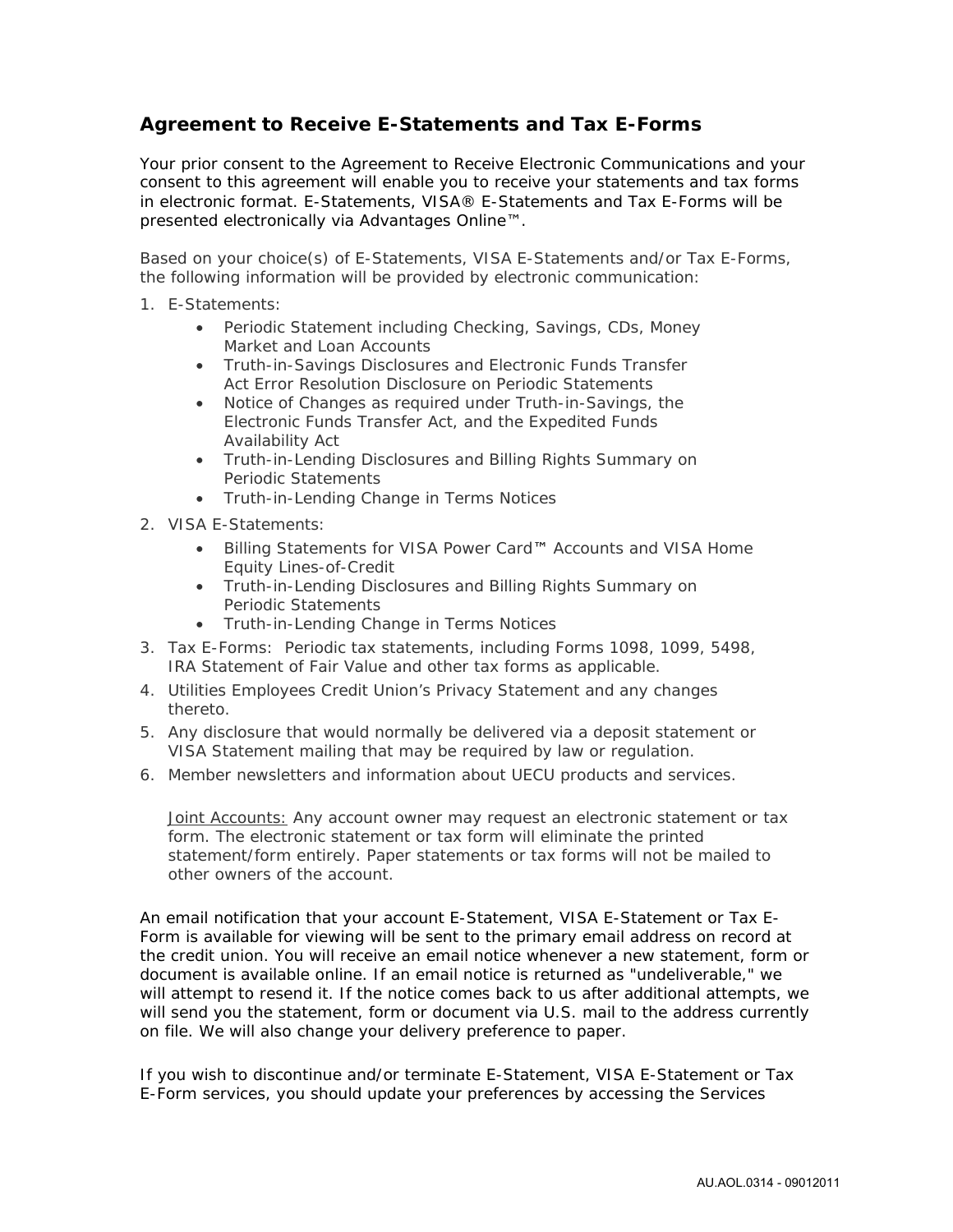## Agreement to Receive E-Statements and Tax E-Forms

Your prior consent to the Agreement to Receive Electronic Communications and your consent to this agreement will enable you to receive your statements and tax forms in electronic format. E-Statements, VISA® E-Statements and Tax E-Forms will be presented electronically via Advantages Online™.

Based on your choice(s) of E-Statements, VISA E-Statements and/or Tax E-Forms, the following information will be provided by electronic communication:

1. E-Statements:
   - Periodic Statement including Checking, Savings, CDs, Money Market and Loan Accounts
   - Truth-in-Savings Disclosures and Electronic Funds Transfer Act Error Resolution Disclosure on Periodic Statements
   - Notice of Changes as required under Truth-in-Savings, the Electronic Funds Transfer Act, and the Expedited Funds Availability Act
   - Truth-in-Lending Disclosures and Billing Rights Summary on Periodic Statements
   - Truth-in-Lending Change in Terms Notices
2. VISA E-Statements:
   - Billing Statements for VISA Power Card™ Accounts and VISA Home Equity Lines-of-Credit
   - Truth-in-Lending Disclosures and Billing Rights Summary on Periodic Statements
   - Truth-in-Lending Change in Terms Notices
3. Tax E-Forms: Periodic tax statements, including Forms 1098, 1099, 5498, IRA Statement of Fair Value and other tax forms as applicable.
4. Utilities Employees Credit Union's Privacy Statement and any changes thereto.
5. Any disclosure that would normally be delivered via a deposit statement or VISA Statement mailing that may be required by law or regulation.
6. Member newsletters and information about UECU products and services.

   Joint Accounts: Any account owner may request an electronic statement or tax form. The electronic statement or tax form will eliminate the printed statement/form entirely. Paper statements or tax forms will not be mailed to other owners of the account.

An email notification that your account E-Statement, VISA E-Statement or Tax E-Form is available for viewing will be sent to the primary email address on record at the credit union. You will receive an email notice whenever a new statement, form or document is available online. If an email notice is returned as "undeliverable," we will attempt to resend it. If the notice comes back to us after additional attempts, we will send you the statement, form or document via U.S. mail to the address currently on file. We will also change your delivery preference to paper.

If you wish to discontinue and/or terminate E-Statement, VISA E-Statement or Tax E-Form services, you should update your preferences by accessing the Services

AU.AOL.0314 - 09012011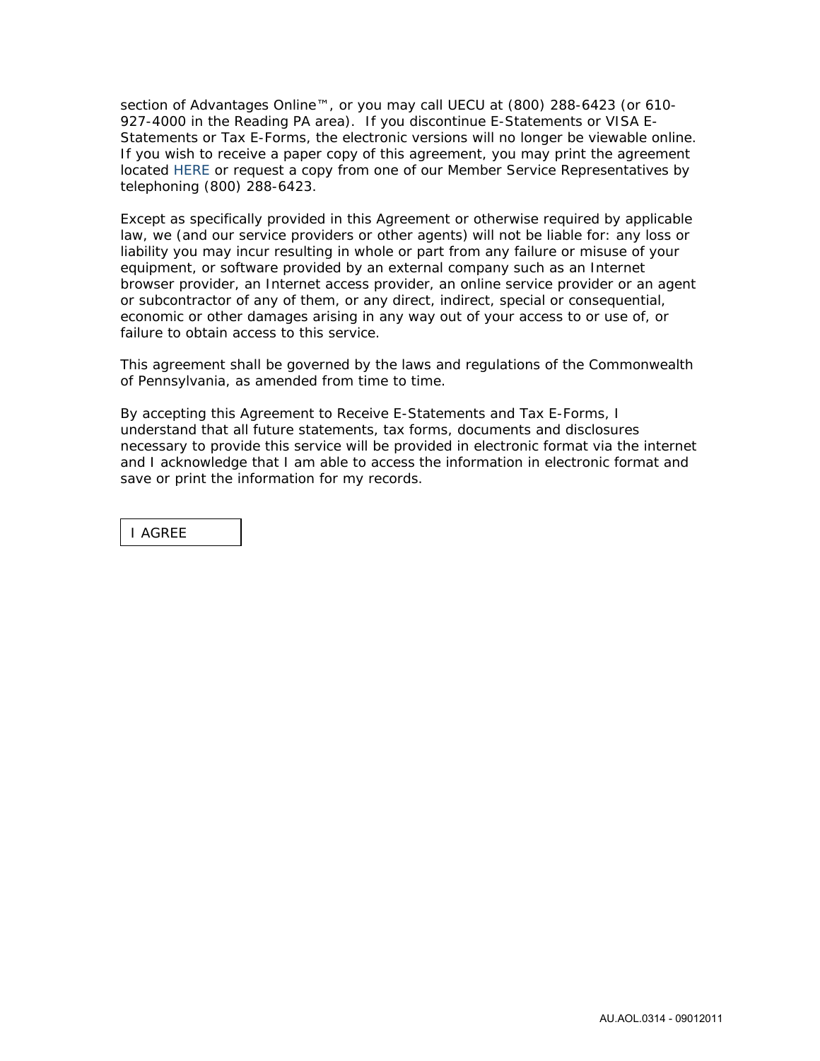section of Advantages Online™, or you may call UECU at (800) 288-6423 (or 610-927-4000 in the Reading PA area). If you discontinue E-Statements or VISA E-Statements or Tax E-Forms, the electronic versions will no longer be viewable online. If you wish to receive a paper copy of this agreement, you may print the agreement located HERE or request a copy from one of our Member Service Representatives by telephoning (800) 288-6423.

Except as specifically provided in this Agreement or otherwise required by applicable law, we (and our service providers or other agents) will not be liable for: any loss or liability you may incur resulting in whole or part from any failure or misuse of your equipment, or software provided by an external company such as an Internet browser provider, an Internet access provider, an online service provider or an agent or subcontractor of any of them, or any direct, indirect, special or consequential, economic or other damages arising in any way out of your access to or use of, or failure to obtain access to this service.

This agreement shall be governed by the laws and regulations of the Commonwealth of Pennsylvania, as amended from time to time.

By accepting this Agreement to Receive E-Statements and Tax E-Forms, I understand that all future statements, tax forms, documents and disclosures necessary to provide this service will be provided in electronic format via the internet and I acknowledge that I am able to access the information in electronic format and save or print the information for my records.

I AGREE

AU.AOL.0314 - 09012011